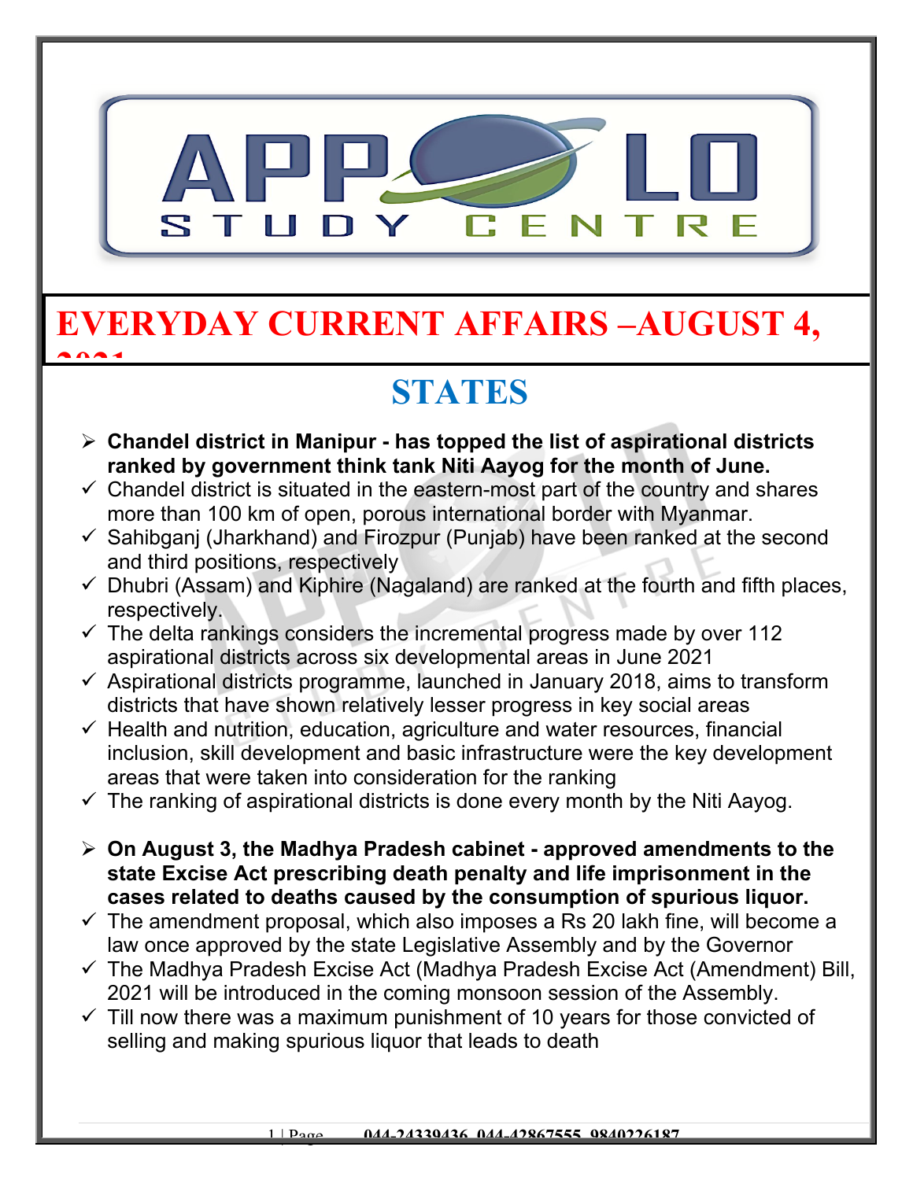# EVERYDAY CURRENT AFFAIRS –AUGUST 4, 2021

## STATES

- **Chandel district in Manipur - has topped the list of aspirational districts ranked by government think tank Niti Aayog for the month of June.**
  - ✓ Chandel district is situated in the eastern-most part of the country and shares more than 100 km of open, porous international border with Myanmar.
  - ✓ Sahibganj (Jharkhand) and Firozpur (Punjab) have been ranked at the second and third positions, respectively
  - ✓ Dhubri (Assam) and Kiphire (Nagaland) are ranked at the fourth and fifth places, respectively.
  - ✓ The delta rankings considers the incremental progress made by over 112 aspirational districts across six developmental areas in June 2021
  - ✓ Aspirational districts programme, launched in January 2018, aims to transform districts that have shown relatively lesser progress in key social areas
  - ✓ Health and nutrition, education, agriculture and water resources, financial inclusion, skill development and basic infrastructure were the key development areas that were taken into consideration for the ranking
  - ✓ The ranking of aspirational districts is done every month by the Niti Aayog.

- **On August 3, the Madhya Pradesh cabinet - approved amendments to the state Excise Act prescribing death penalty and life imprisonment in the cases related to deaths caused by the consumption of spurious liquor.**
  - ✓ The amendment proposal, which also imposes a Rs 20 lakh fine, will become a law once approved by the state Legislative Assembly and by the Governor
  - ✓ The Madhya Pradesh Excise Act (Madhya Pradesh Excise Act (Amendment) Bill, 2021 will be introduced in the coming monsoon session of the Assembly.
  - ✓ Till now there was a maximum punishment of 10 years for those convicted of selling and making spurious liquor that leads to death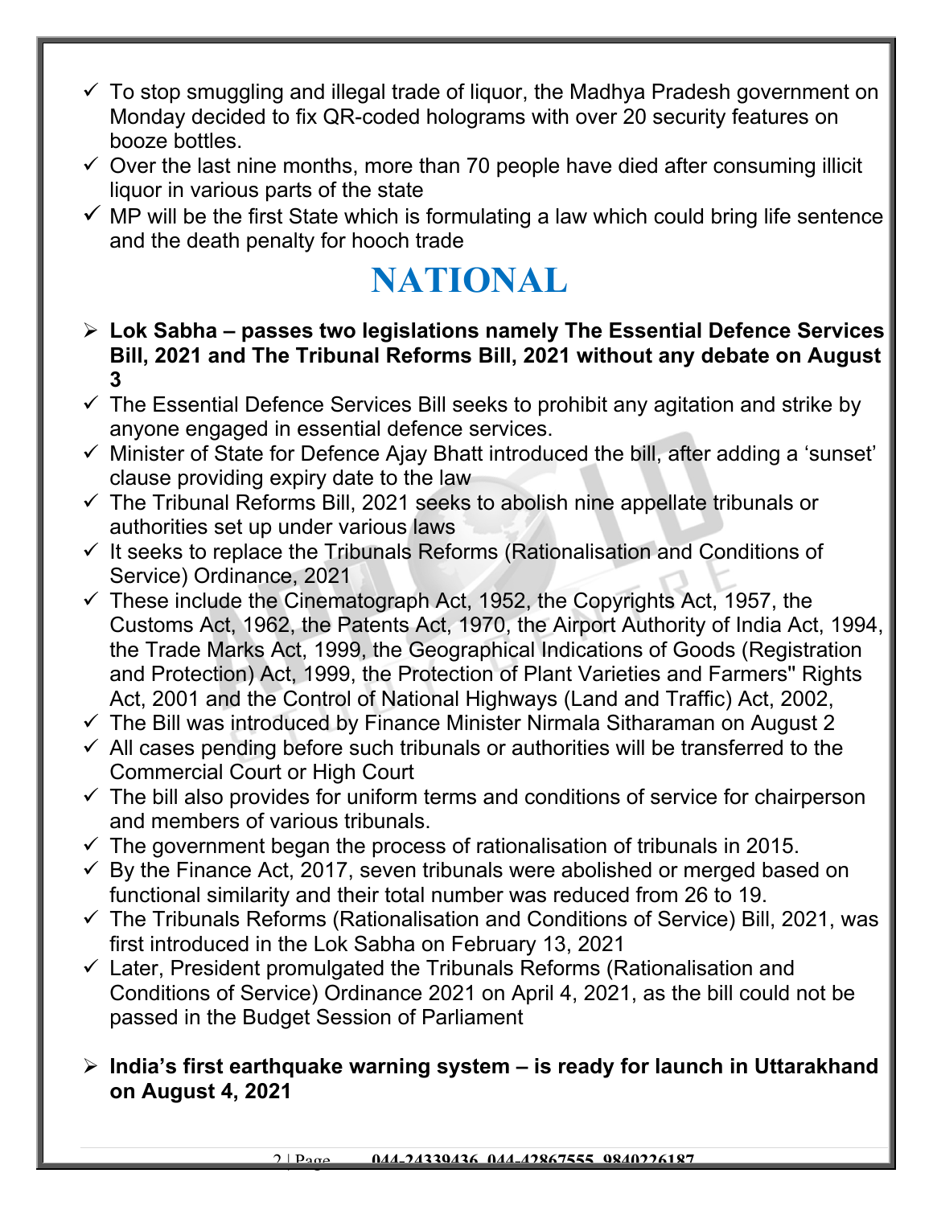- ✓ To stop smuggling and illegal trade of liquor, the Madhya Pradesh government on Monday decided to fix QR-coded holograms with over 20 security features on booze bottles.
- ✓ Over the last nine months, more than 70 people have died after consuming illicit liquor in various parts of the state
- ✓ MP will be the first State which is formulating a law which could bring life sentence and the death penalty for hooch trade

# NATIONAL

- ➢ **Lok Sabha – passes two legislations namely The Essential Defence Services Bill, 2021 and The Tribunal Reforms Bill, 2021 without any debate on August 3**
- ✓ The Essential Defence Services Bill seeks to prohibit any agitation and strike by anyone engaged in essential defence services.
- ✓ Minister of State for Defence Ajay Bhatt introduced the bill, after adding a 'sunset' clause providing expiry date to the law
- ✓ The Tribunal Reforms Bill, 2021 seeks to abolish nine appellate tribunals or authorities set up under various laws
- ✓ It seeks to replace the Tribunals Reforms (Rationalisation and Conditions of Service) Ordinance, 2021
- ✓ These include the Cinematograph Act, 1952, the Copyrights Act, 1957, the Customs Act, 1962, the Patents Act, 1970, the Airport Authority of India Act, 1994, the Trade Marks Act, 1999, the Geographical Indications of Goods (Registration and Protection) Act, 1999, the Protection of Plant Varieties and Farmers'' Rights Act, 2001 and the Control of National Highways (Land and Traffic) Act, 2002,
- ✓ The Bill was introduced by Finance Minister Nirmala Sitharaman on August 2
- ✓ All cases pending before such tribunals or authorities will be transferred to the Commercial Court or High Court
- ✓ The bill also provides for uniform terms and conditions of service for chairperson and members of various tribunals.
- ✓ The government began the process of rationalisation of tribunals in 2015.
- ✓ By the Finance Act, 2017, seven tribunals were abolished or merged based on functional similarity and their total number was reduced from 26 to 19.
- ✓ The Tribunals Reforms (Rationalisation and Conditions of Service) Bill, 2021, was first introduced in the Lok Sabha on February 13, 2021
- ✓ Later, President promulgated the Tribunals Reforms (Rationalisation and Conditions of Service) Ordinance 2021 on April 4, 2021, as the bill could not be passed in the Budget Session of Parliament

- ➢ **India's first earthquake warning system – is ready for launch in Uttarakhand on August 4, 2021**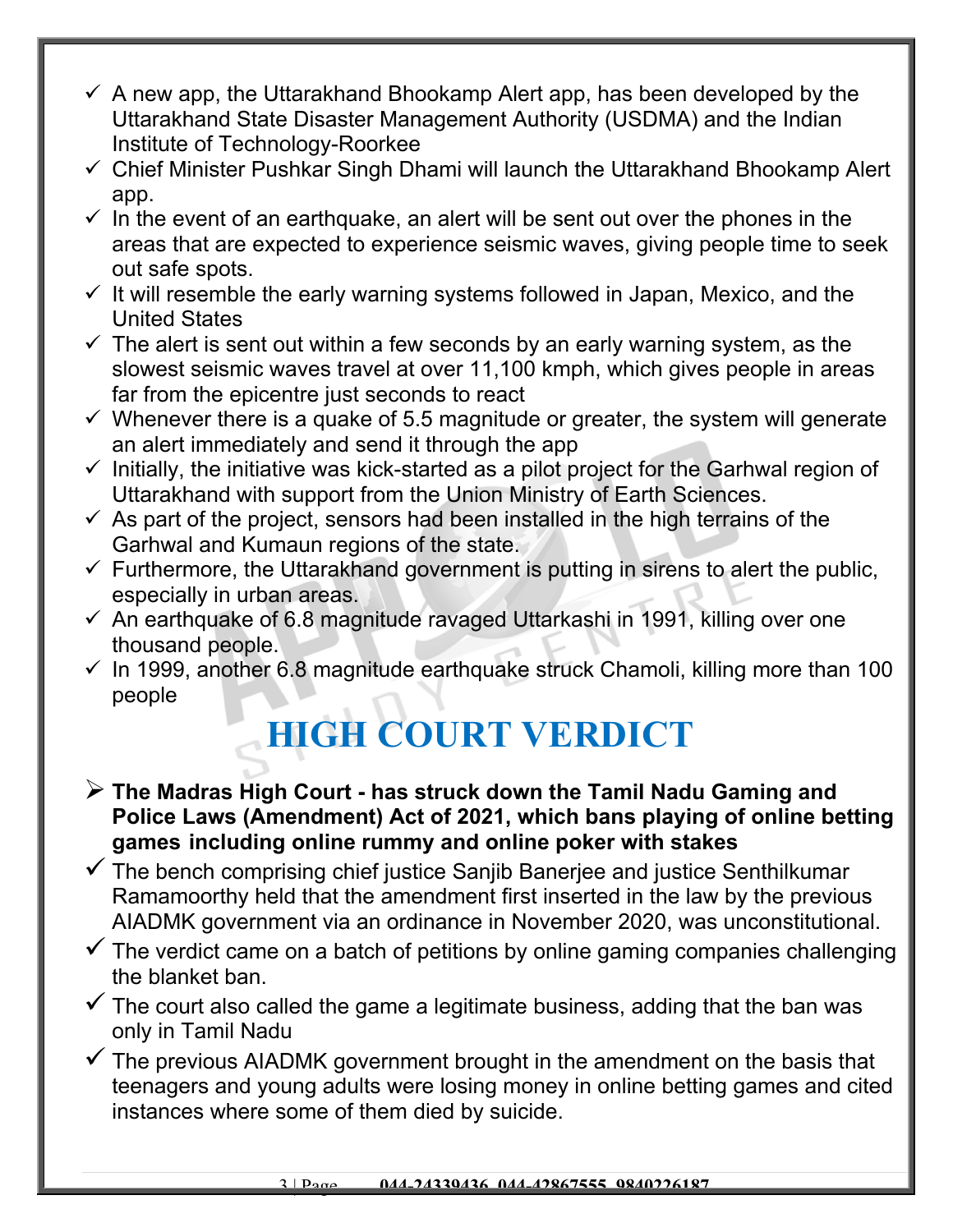- ✓ A new app, the Uttarakhand Bhookamp Alert app, has been developed by the Uttarakhand State Disaster Management Authority (USDMA) and the Indian Institute of Technology-Roorkee
- ✓ Chief Minister Pushkar Singh Dhami will launch the Uttarakhand Bhookamp Alert app.
- ✓ In the event of an earthquake, an alert will be sent out over the phones in the areas that are expected to experience seismic waves, giving people time to seek out safe spots.
- ✓ It will resemble the early warning systems followed in Japan, Mexico, and the United States
- ✓ The alert is sent out within a few seconds by an early warning system, as the slowest seismic waves travel at over 11,100 kmph, which gives people in areas far from the epicentre just seconds to react
- ✓ Whenever there is a quake of 5.5 magnitude or greater, the system will generate an alert immediately and send it through the app
- ✓ Initially, the initiative was kick-started as a pilot project for the Garhwal region of Uttarakhand with support from the Union Ministry of Earth Sciences.
- ✓ As part of the project, sensors had been installed in the high terrains of the Garhwal and Kumaun regions of the state.
- ✓ Furthermore, the Uttarakhand government is putting in sirens to alert the public, especially in urban areas.
- ✓ An earthquake of 6.8 magnitude ravaged Uttarkashi in 1991, killing over one thousand people.
- ✓ In 1999, another 6.8 magnitude earthquake struck Chamoli, killing more than 100 people

# HIGH COURT VERDICT

- **The Madras High Court - has struck down the Tamil Nadu Gaming and Police Laws (Amendment) Act of 2021, which bans playing of online betting games including online rummy and online poker with stakes**
- ✓ The bench comprising chief justice Sanjib Banerjee and justice Senthilkumar Ramamoorthy held that the amendment first inserted in the law by the previous AIADMK government via an ordinance in November 2020, was unconstitutional.
- ✓ The verdict came on a batch of petitions by online gaming companies challenging the blanket ban.
- ✓ The court also called the game a legitimate business, adding that the ban was only in Tamil Nadu
- ✓ The previous AIADMK government brought in the amendment on the basis that teenagers and young adults were losing money in online betting games and cited instances where some of them died by suicide.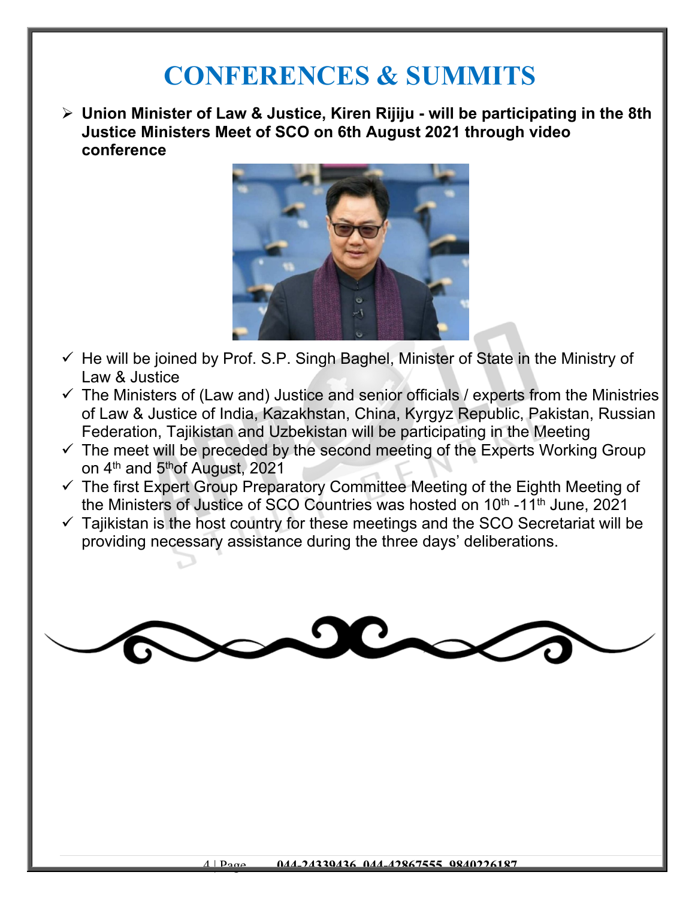# CONFERENCES & SUMMITS

- **Union Minister of Law & Justice, Kiren Rijiju - will be participating in the 8th Justice Ministers Meet of SCO on 6th August 2021 through video conference**

  - ✓ He will be joined by Prof. S.P. Singh Baghel, Minister of State in the Ministry of Law & Justice
  - ✓ The Ministers of (Law and) Justice and senior officials / experts from the Ministries of Law & Justice of India, Kazakhstan, China, Kyrgyz Republic, Pakistan, Russian Federation, Tajikistan and Uzbekistan will be participating in the Meeting
  - ✓ The meet will be preceded by the second meeting of the Experts Working Group on 4th and 5th of August, 2021
  - ✓ The first Expert Group Preparatory Committee Meeting of the Eighth Meeting of the Ministers of Justice of SCO Countries was hosted on 10th -11th June, 2021
  - ✓ Tajikistan is the host country for these meetings and the SCO Secretariat will be providing necessary assistance during the three days' deliberations.